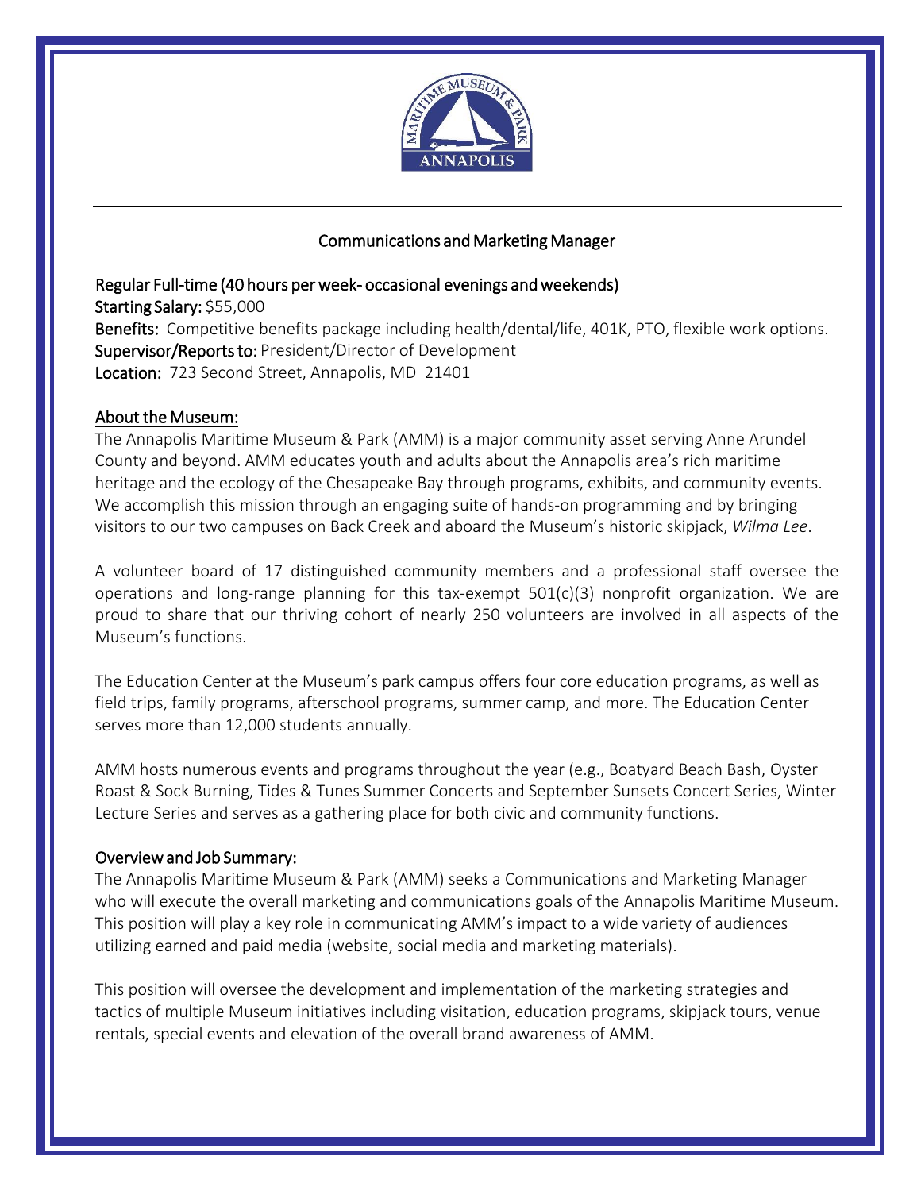# Communications and Marketing Manager

**Regular Full-time (40 hours per week- occasional evenings and weekends)**
**Starting Salary:** $55,000
**Benefits:** Competitive benefits package including health/dental/life, 401K, PTO, flexible work options.
**Supervisor/Reports to:** President/Director of Development
**Location:** 723 Second Street, Annapolis, MD 21401

## About the Museum:

The Annapolis Maritime Museum & Park (AMM) is a major community asset serving Anne Arundel County and beyond. AMM educates youth and adults about the Annapolis area's rich maritime heritage and the ecology of the Chesapeake Bay through programs, exhibits, and community events. We accomplish this mission through an engaging suite of hands-on programming and by bringing visitors to our two campuses on Back Creek and aboard the Museum's historic skipjack, *Wilma Lee*.

A volunteer board of 17 distinguished community members and a professional staff oversee the operations and long-range planning for this tax-exempt 501(c)(3) nonprofit organization. We are proud to share that our thriving cohort of nearly 250 volunteers are involved in all aspects of the Museum's functions.

The Education Center at the Museum's park campus offers four core education programs, as well as field trips, family programs, afterschool programs, summer camp, and more. The Education Center serves more than 12,000 students annually.

AMM hosts numerous events and programs throughout the year (e.g., Boatyard Beach Bash, Oyster Roast & Sock Burning, Tides & Tunes Summer Concerts and September Sunsets Concert Series, Winter Lecture Series and serves as a gathering place for both civic and community functions.

## Overview and Job Summary:

The Annapolis Maritime Museum & Park (AMM) seeks a Communications and Marketing Manager who will execute the overall marketing and communications goals of the Annapolis Maritime Museum. This position will play a key role in communicating AMM's impact to a wide variety of audiences utilizing earned and paid media (website, social media and marketing materials).

This position will oversee the development and implementation of the marketing strategies and tactics of multiple Museum initiatives including visitation, education programs, skipjack tours, venue rentals, special events and elevation of the overall brand awareness of AMM.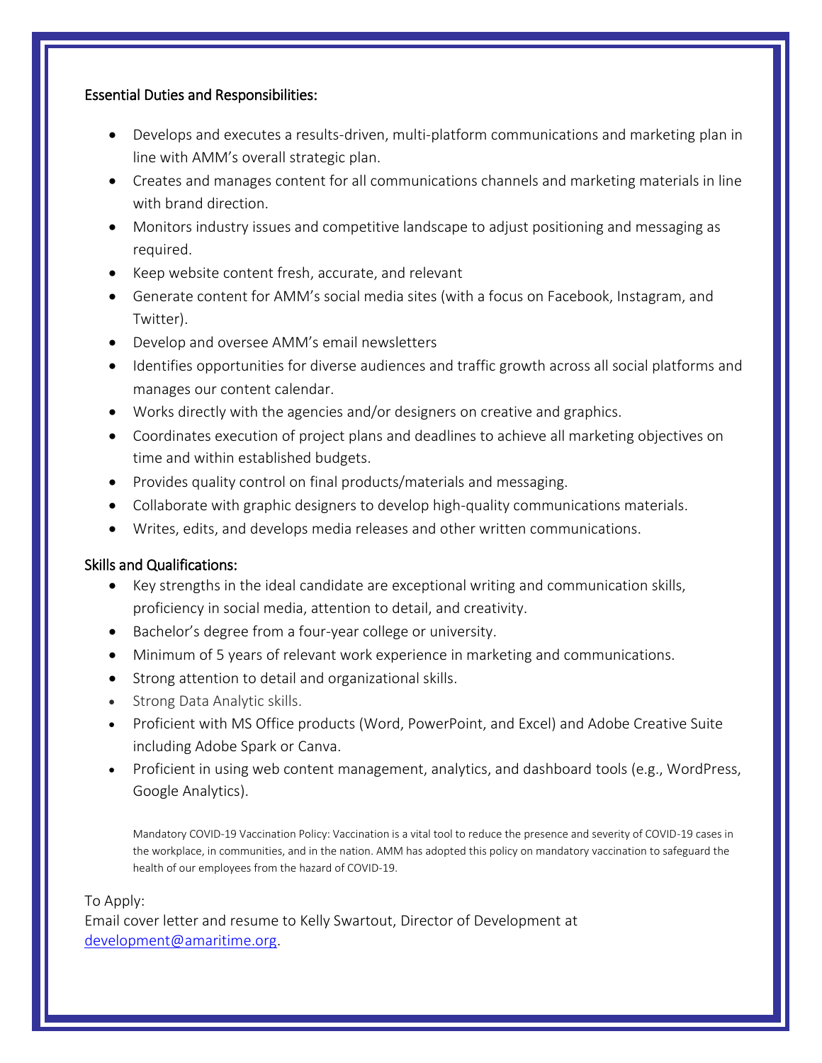## Essential Duties and Responsibilities:

- Develops and executes a results-driven, multi-platform communications and marketing plan in line with AMM's overall strategic plan.
- Creates and manages content for all communications channels and marketing materials in line with brand direction.
- Monitors industry issues and competitive landscape to adjust positioning and messaging as required.
- Keep website content fresh, accurate, and relevant
- Generate content for AMM's social media sites (with a focus on Facebook, Instagram, and Twitter).
- Develop and oversee AMM's email newsletters
- Identifies opportunities for diverse audiences and traffic growth across all social platforms and manages our content calendar.
- Works directly with the agencies and/or designers on creative and graphics.
- Coordinates execution of project plans and deadlines to achieve all marketing objectives on time and within established budgets.
- Provides quality control on final products/materials and messaging.
- Collaborate with graphic designers to develop high-quality communications materials.
- Writes, edits, and develops media releases and other written communications.

## Skills and Qualifications:

- Key strengths in the ideal candidate are exceptional writing and communication skills, proficiency in social media, attention to detail, and creativity.
- Bachelor's degree from a four-year college or university.
- Minimum of 5 years of relevant work experience in marketing and communications.
- Strong attention to detail and organizational skills.
- Strong Data Analytic skills.
- Proficient with MS Office products (Word, PowerPoint, and Excel) and Adobe Creative Suite including Adobe Spark or Canva.
- Proficient in using web content management, analytics, and dashboard tools (e.g., WordPress, Google Analytics).

Mandatory COVID-19 Vaccination Policy: Vaccination is a vital tool to reduce the presence and severity of COVID-19 cases in the workplace, in communities, and in the nation. AMM has adopted this policy on mandatory vaccination to safeguard the health of our employees from the hazard of COVID-19.

To Apply:
Email cover letter and resume to Kelly Swartout, Director of Development at development@amaritime.org.